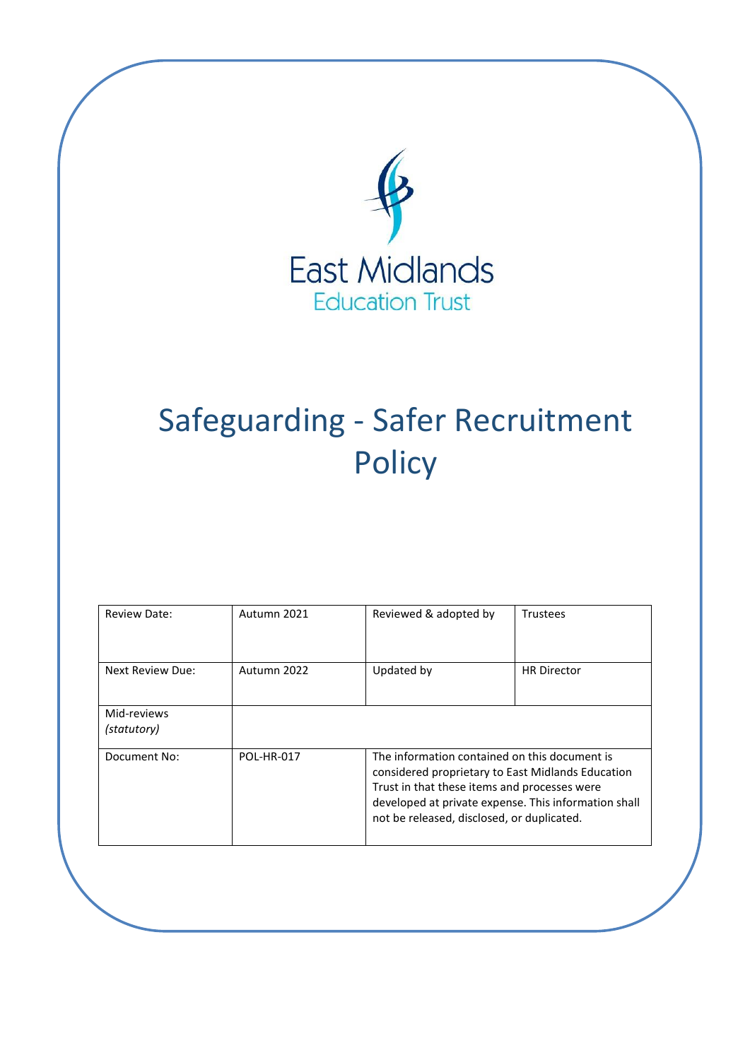East Midlands Education Trust

# Safeguarding - Safer Recruitment Policy

| Review Date: | Autumn 2021 | Reviewed & adopted by | Trustees |
|---|---|---|---|
| Next Review Due: | Autumn 2022 | Updated by | HR Director |
| Mid-reviews *(statutory)* | | | |
| Document No: | POL-HR-017 | The information contained on this document is considered proprietary to East Midlands Education Trust in that these items and processes were developed at private expense. This information shall not be released, disclosed, or duplicated. | |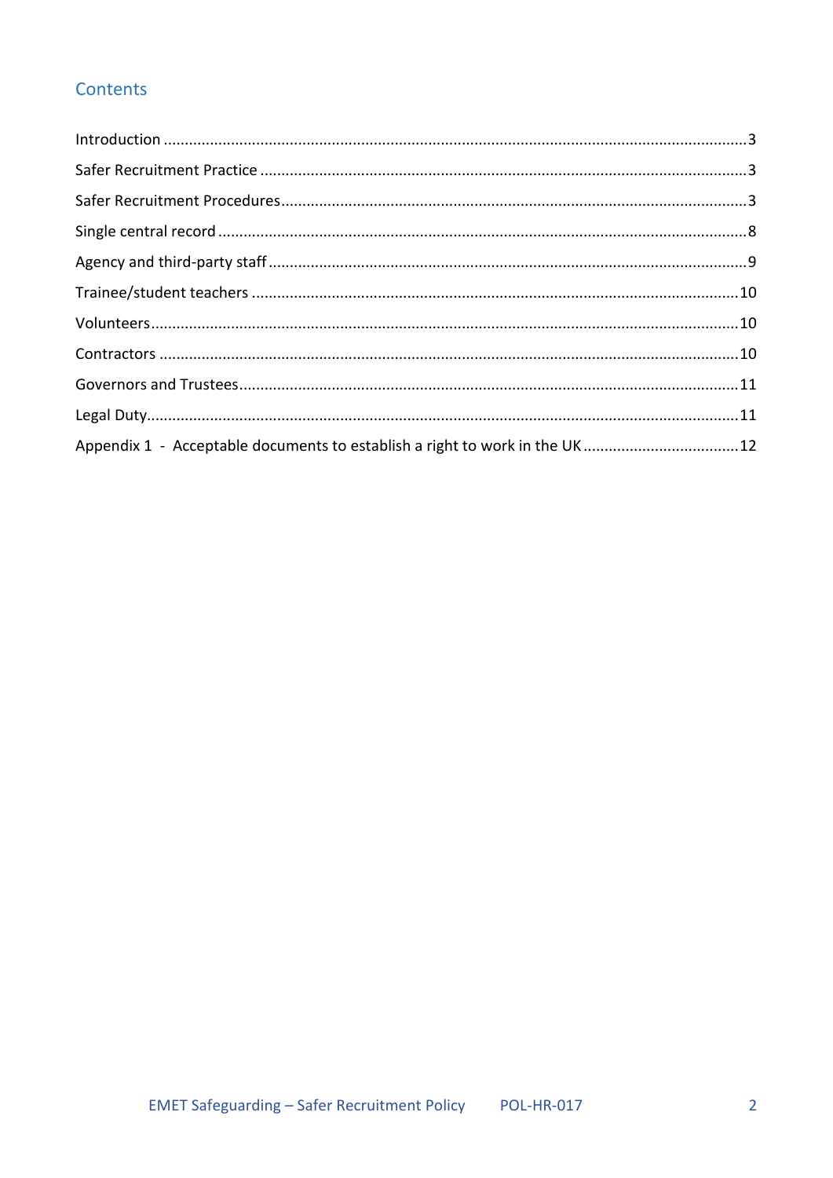## Contents

Introduction ........................................................................................................................................3

Safer Recruitment Practice ..................................................................................................................3

Safer Recruitment Procedures.............................................................................................................3

Single central record ...........................................................................................................................8

Agency and third-party staff................................................................................................................9

Trainee/student teachers ..................................................................................................................10

Volunteers.........................................................................................................................................10

Contractors .......................................................................................................................................10

Governors and Trustees.....................................................................................................................11

Legal Duty..........................................................................................................................................11

Appendix 1 - Acceptable documents to establish a right to work in the UK .....................................12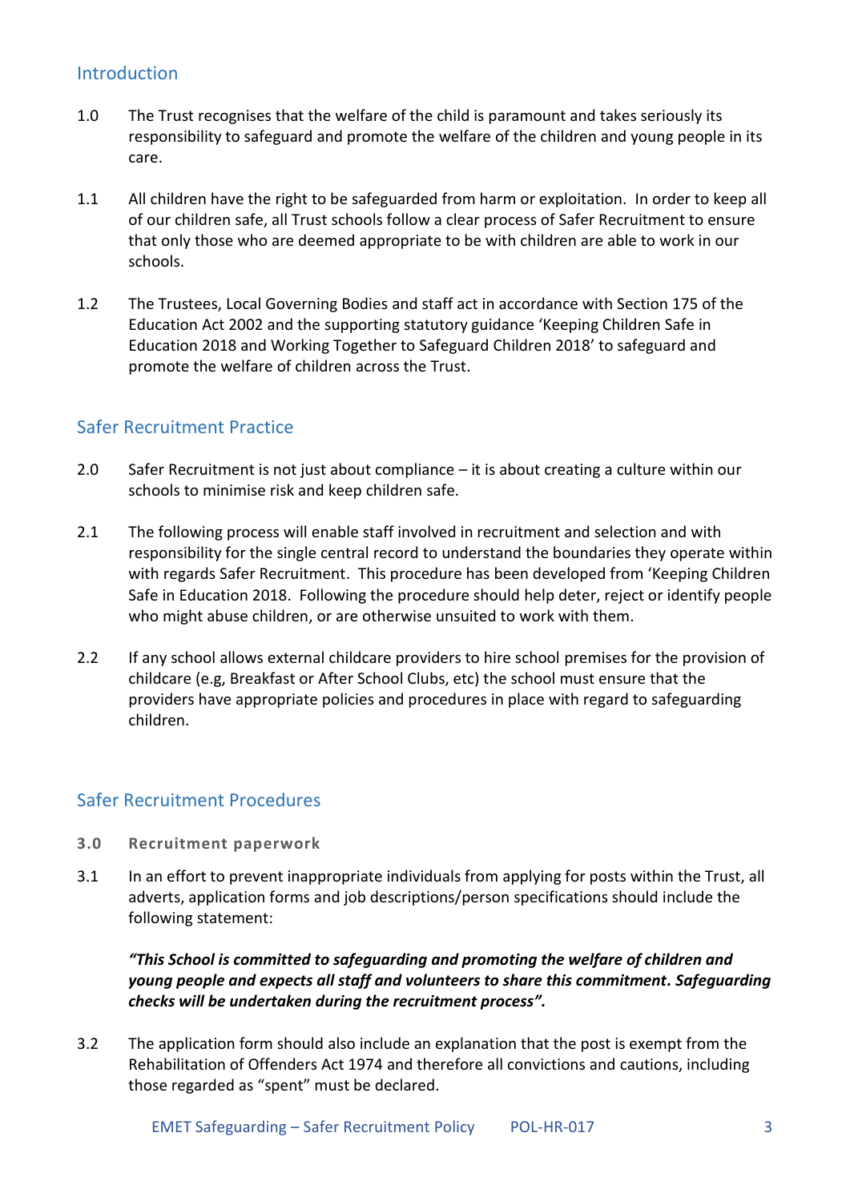## Introduction

1.0 The Trust recognises that the welfare of the child is paramount and takes seriously its responsibility to safeguard and promote the welfare of the children and young people in its care.

1.1 All children have the right to be safeguarded from harm or exploitation. In order to keep all of our children safe, all Trust schools follow a clear process of Safer Recruitment to ensure that only those who are deemed appropriate to be with children are able to work in our schools.

1.2 The Trustees, Local Governing Bodies and staff act in accordance with Section 175 of the Education Act 2002 and the supporting statutory guidance 'Keeping Children Safe in Education 2018 and Working Together to Safeguard Children 2018' to safeguard and promote the welfare of children across the Trust.

## Safer Recruitment Practice

2.0 Safer Recruitment is not just about compliance – it is about creating a culture within our schools to minimise risk and keep children safe.

2.1 The following process will enable staff involved in recruitment and selection and with responsibility for the single central record to understand the boundaries they operate within with regards Safer Recruitment. This procedure has been developed from 'Keeping Children Safe in Education 2018. Following the procedure should help deter, reject or identify people who might abuse children, or are otherwise unsuited to work with them.

2.2 If any school allows external childcare providers to hire school premises for the provision of childcare (e.g, Breakfast or After School Clubs, etc) the school must ensure that the providers have appropriate policies and procedures in place with regard to safeguarding children.

## Safer Recruitment Procedures

### 3.0 Recruitment paperwork

3.1 In an effort to prevent inappropriate individuals from applying for posts within the Trust, all adverts, application forms and job descriptions/person specifications should include the following statement:

***"This School is committed to safeguarding and promoting the welfare of children and young people and expects all staff and volunteers to share this commitment. Safeguarding checks will be undertaken during the recruitment process".***

3.2 The application form should also include an explanation that the post is exempt from the Rehabilitation of Offenders Act 1974 and therefore all convictions and cautions, including those regarded as "spent" must be declared.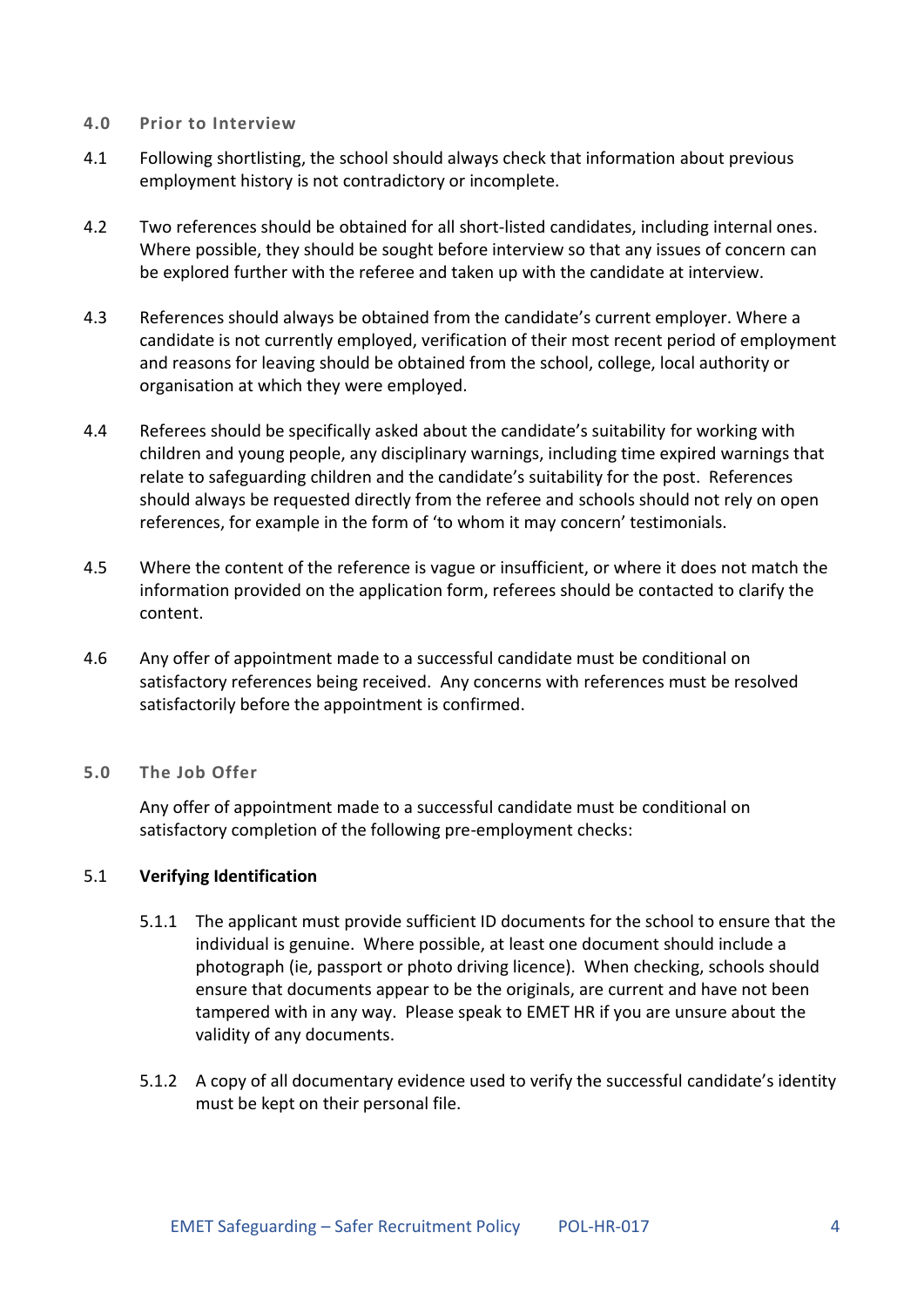## 4.0 Prior to Interview

4.1 Following shortlisting, the school should always check that information about previous employment history is not contradictory or incomplete.

4.2 Two references should be obtained for all short-listed candidates, including internal ones. Where possible, they should be sought before interview so that any issues of concern can be explored further with the referee and taken up with the candidate at interview.

4.3 References should always be obtained from the candidate's current employer. Where a candidate is not currently employed, verification of their most recent period of employment and reasons for leaving should be obtained from the school, college, local authority or organisation at which they were employed.

4.4 Referees should be specifically asked about the candidate's suitability for working with children and young people, any disciplinary warnings, including time expired warnings that relate to safeguarding children and the candidate's suitability for the post. References should always be requested directly from the referee and schools should not rely on open references, for example in the form of 'to whom it may concern' testimonials.

4.5 Where the content of the reference is vague or insufficient, or where it does not match the information provided on the application form, referees should be contacted to clarify the content.

4.6 Any offer of appointment made to a successful candidate must be conditional on satisfactory references being received. Any concerns with references must be resolved satisfactorily before the appointment is confirmed.

## 5.0 The Job Offer

Any offer of appointment made to a successful candidate must be conditional on satisfactory completion of the following pre-employment checks:

### 5.1 Verifying Identification

5.1.1 The applicant must provide sufficient ID documents for the school to ensure that the individual is genuine. Where possible, at least one document should include a photograph (ie, passport or photo driving licence). When checking, schools should ensure that documents appear to be the originals, are current and have not been tampered with in any way. Please speak to EMET HR if you are unsure about the validity of any documents.

5.1.2 A copy of all documentary evidence used to verify the successful candidate's identity must be kept on their personal file.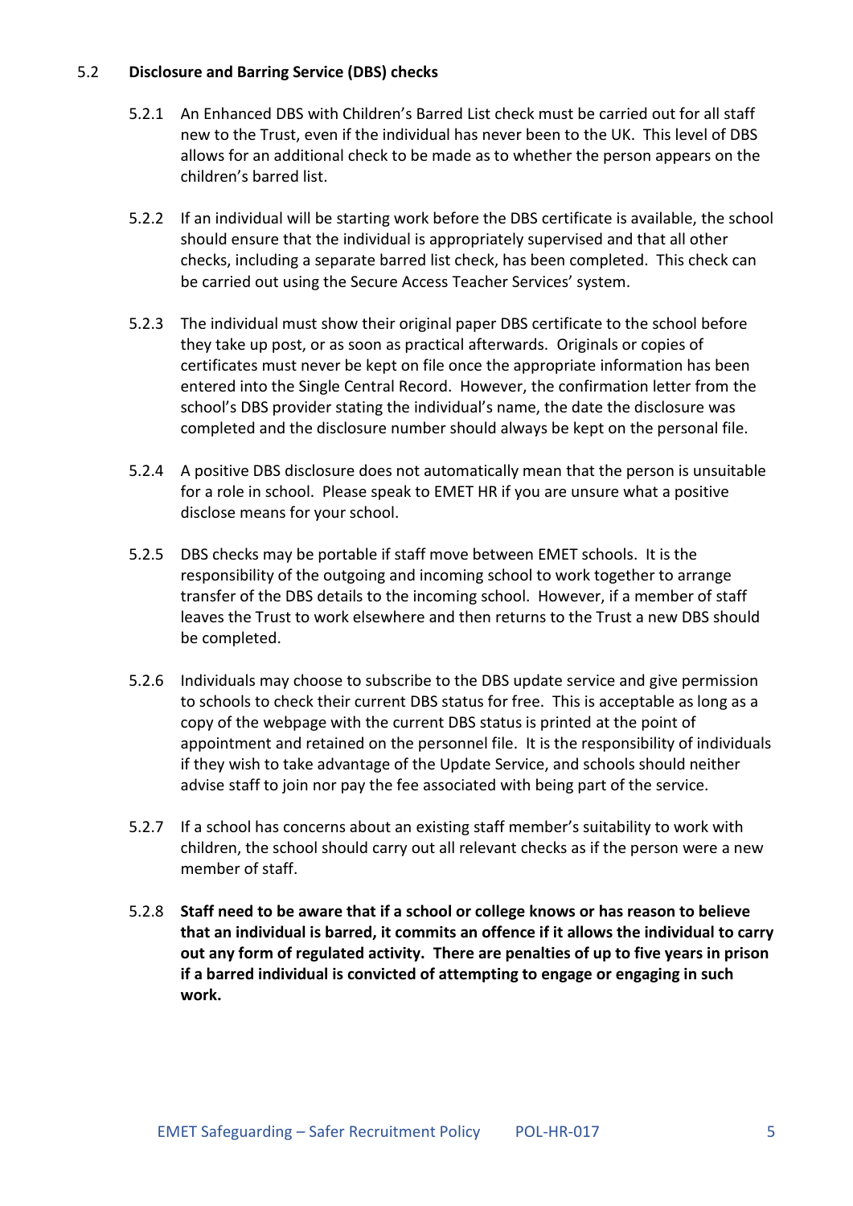## 5.2 Disclosure and Barring Service (DBS) checks

5.2.1 An Enhanced DBS with Children's Barred List check must be carried out for all staff new to the Trust, even if the individual has never been to the UK. This level of DBS allows for an additional check to be made as to whether the person appears on the children's barred list.

5.2.2 If an individual will be starting work before the DBS certificate is available, the school should ensure that the individual is appropriately supervised and that all other checks, including a separate barred list check, has been completed. This check can be carried out using the Secure Access Teacher Services' system.

5.2.3 The individual must show their original paper DBS certificate to the school before they take up post, or as soon as practical afterwards. Originals or copies of certificates must never be kept on file once the appropriate information has been entered into the Single Central Record. However, the confirmation letter from the school's DBS provider stating the individual's name, the date the disclosure was completed and the disclosure number should always be kept on the personal file.

5.2.4 A positive DBS disclosure does not automatically mean that the person is unsuitable for a role in school. Please speak to EMET HR if you are unsure what a positive disclose means for your school.

5.2.5 DBS checks may be portable if staff move between EMET schools. It is the responsibility of the outgoing and incoming school to work together to arrange transfer of the DBS details to the incoming school. However, if a member of staff leaves the Trust to work elsewhere and then returns to the Trust a new DBS should be completed.

5.2.6 Individuals may choose to subscribe to the DBS update service and give permission to schools to check their current DBS status for free. This is acceptable as long as a copy of the webpage with the current DBS status is printed at the point of appointment and retained on the personnel file. It is the responsibility of individuals if they wish to take advantage of the Update Service, and schools should neither advise staff to join nor pay the fee associated with being part of the service.

5.2.7 If a school has concerns about an existing staff member's suitability to work with children, the school should carry out all relevant checks as if the person were a new member of staff.

5.2.8 **Staff need to be aware that if a school or college knows or has reason to believe that an individual is barred, it commits an offence if it allows the individual to carry out any form of regulated activity. There are penalties of up to five years in prison if a barred individual is convicted of attempting to engage or engaging in such work.**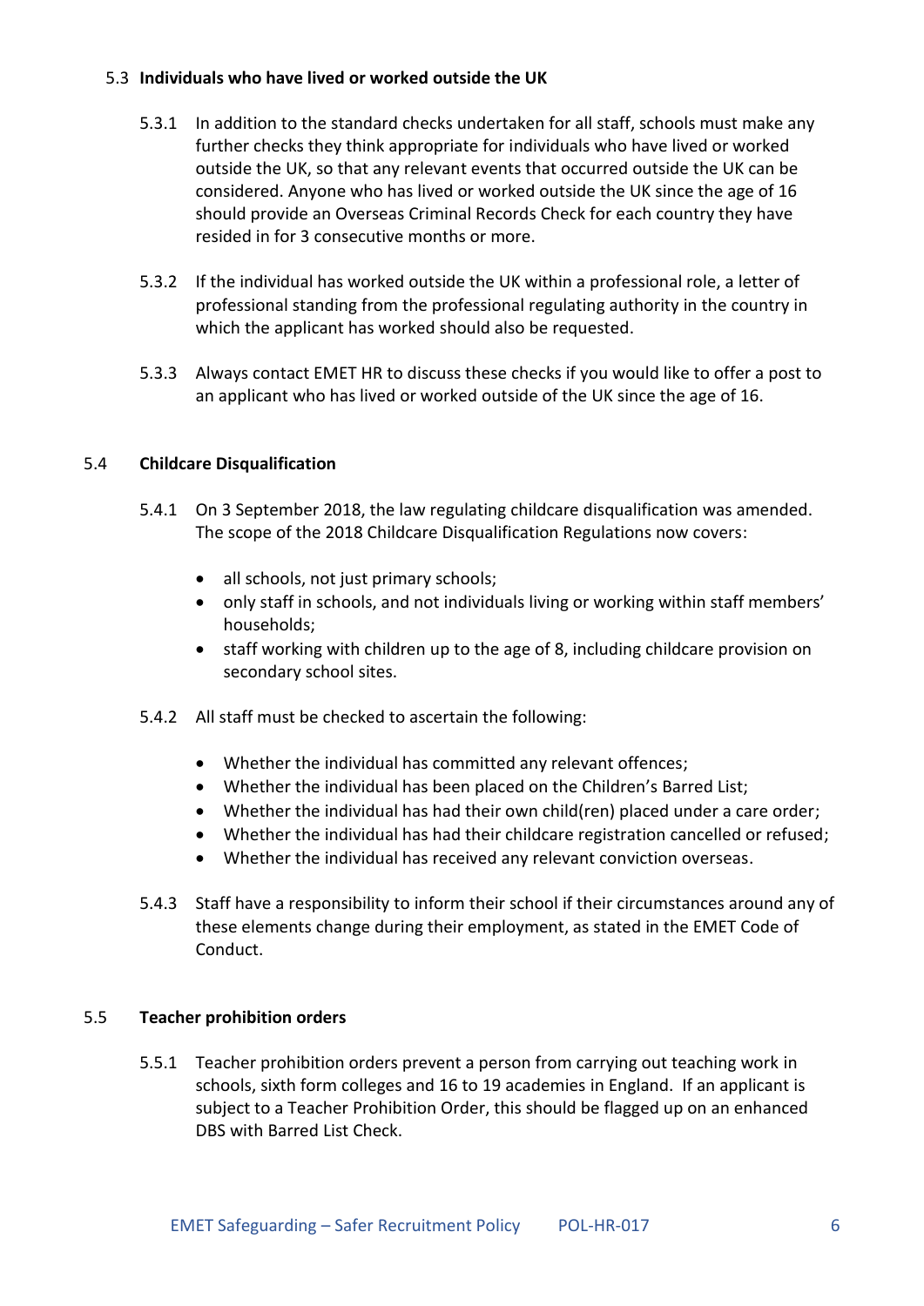### 5.3 Individuals who have lived or worked outside the UK

5.3.1 In addition to the standard checks undertaken for all staff, schools must make any further checks they think appropriate for individuals who have lived or worked outside the UK, so that any relevant events that occurred outside the UK can be considered. Anyone who has lived or worked outside the UK since the age of 16 should provide an Overseas Criminal Records Check for each country they have resided in for 3 consecutive months or more.

5.3.2 If the individual has worked outside the UK within a professional role, a letter of professional standing from the professional regulating authority in the country in which the applicant has worked should also be requested.

5.3.3 Always contact EMET HR to discuss these checks if you would like to offer a post to an applicant who has lived or worked outside of the UK since the age of 16.

### 5.4 Childcare Disqualification

5.4.1 On 3 September 2018, the law regulating childcare disqualification was amended. The scope of the 2018 Childcare Disqualification Regulations now covers:

- all schools, not just primary schools;
- only staff in schools, and not individuals living or working within staff members' households;
- staff working with children up to the age of 8, including childcare provision on secondary school sites.

5.4.2 All staff must be checked to ascertain the following:

- Whether the individual has committed any relevant offences;
- Whether the individual has been placed on the Children's Barred List;
- Whether the individual has had their own child(ren) placed under a care order;
- Whether the individual has had their childcare registration cancelled or refused;
- Whether the individual has received any relevant conviction overseas.

5.4.3 Staff have a responsibility to inform their school if their circumstances around any of these elements change during their employment, as stated in the EMET Code of Conduct.

### 5.5 Teacher prohibition orders

5.5.1 Teacher prohibition orders prevent a person from carrying out teaching work in schools, sixth form colleges and 16 to 19 academies in England. If an applicant is subject to a Teacher Prohibition Order, this should be flagged up on an enhanced DBS with Barred List Check.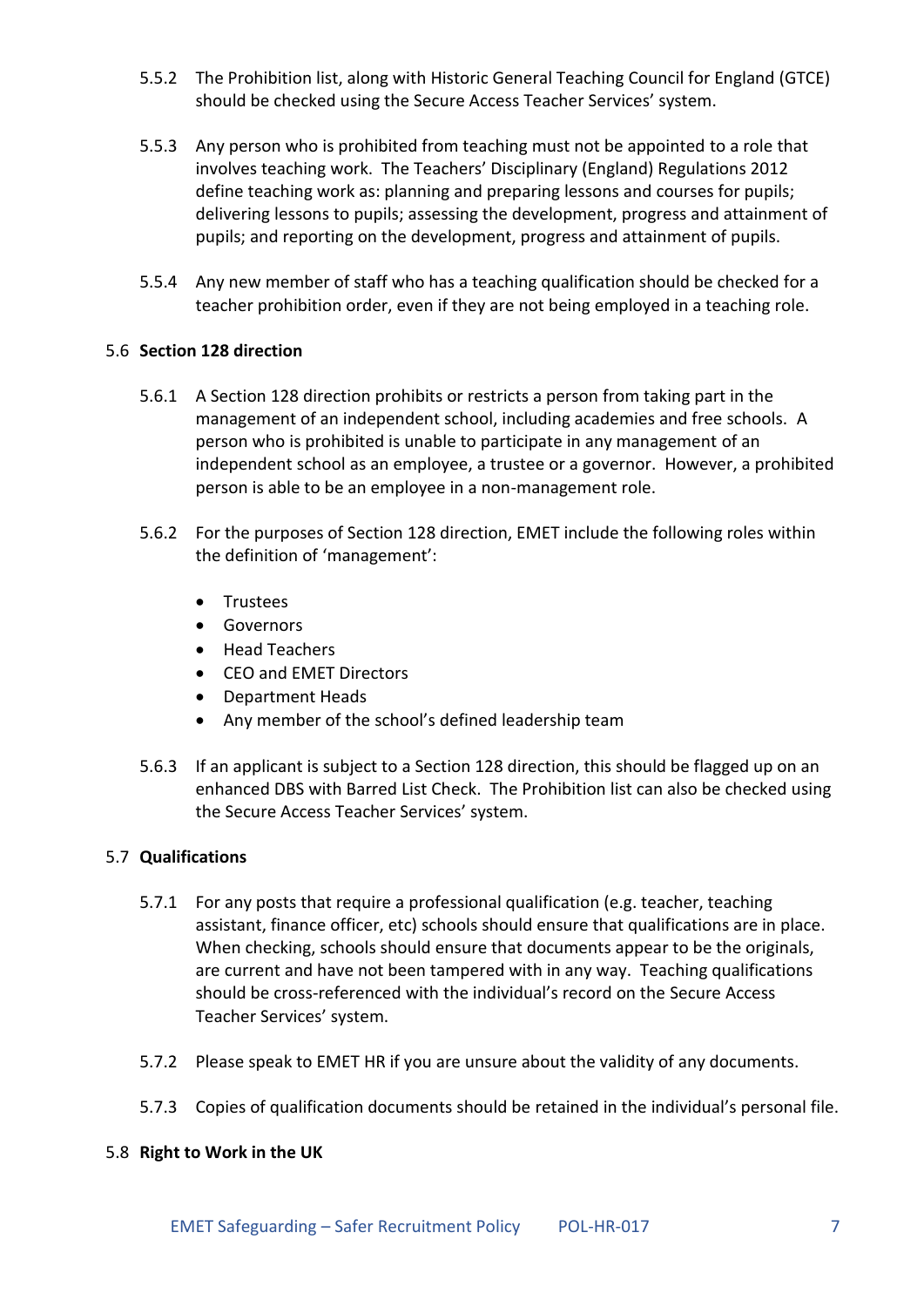5.5.2 The Prohibition list, along with Historic General Teaching Council for England (GTCE) should be checked using the Secure Access Teacher Services' system.

5.5.3 Any person who is prohibited from teaching must not be appointed to a role that involves teaching work. The Teachers' Disciplinary (England) Regulations 2012 define teaching work as: planning and preparing lessons and courses for pupils; delivering lessons to pupils; assessing the development, progress and attainment of pupils; and reporting on the development, progress and attainment of pupils.

5.5.4 Any new member of staff who has a teaching qualification should be checked for a teacher prohibition order, even if they are not being employed in a teaching role.

### 5.6 Section 128 direction

5.6.1 A Section 128 direction prohibits or restricts a person from taking part in the management of an independent school, including academies and free schools. A person who is prohibited is unable to participate in any management of an independent school as an employee, a trustee or a governor. However, a prohibited person is able to be an employee in a non-management role.

5.6.2 For the purposes of Section 128 direction, EMET include the following roles within the definition of 'management':

- Trustees
- Governors
- Head Teachers
- CEO and EMET Directors
- Department Heads
- Any member of the school's defined leadership team

5.6.3 If an applicant is subject to a Section 128 direction, this should be flagged up on an enhanced DBS with Barred List Check. The Prohibition list can also be checked using the Secure Access Teacher Services' system.

### 5.7 Qualifications

5.7.1 For any posts that require a professional qualification (e.g. teacher, teaching assistant, finance officer, etc) schools should ensure that qualifications are in place. When checking, schools should ensure that documents appear to be the originals, are current and have not been tampered with in any way. Teaching qualifications should be cross-referenced with the individual's record on the Secure Access Teacher Services' system.

5.7.2 Please speak to EMET HR if you are unsure about the validity of any documents.

5.7.3 Copies of qualification documents should be retained in the individual's personal file.

### 5.8 Right to Work in the UK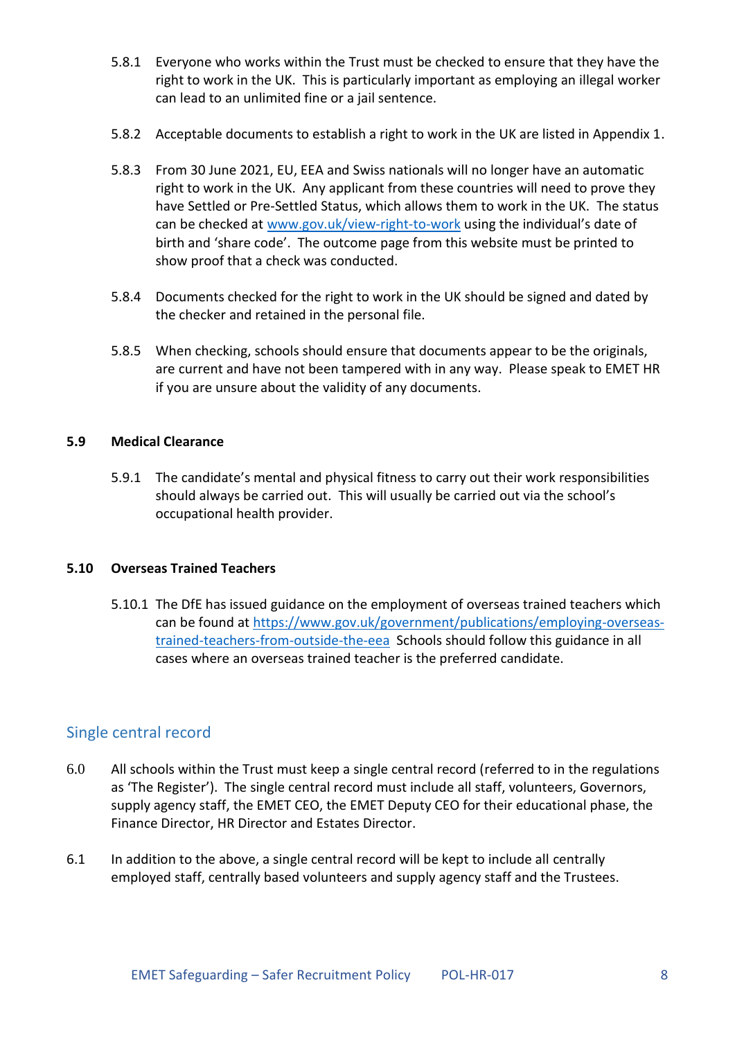5.8.1 Everyone who works within the Trust must be checked to ensure that they have the right to work in the UK. This is particularly important as employing an illegal worker can lead to an unlimited fine or a jail sentence.

5.8.2 Acceptable documents to establish a right to work in the UK are listed in Appendix 1.

5.8.3 From 30 June 2021, EU, EEA and Swiss nationals will no longer have an automatic right to work in the UK. Any applicant from these countries will need to prove they have Settled or Pre-Settled Status, which allows them to work in the UK. The status can be checked at [www.gov.uk/view-right-to-work](www.gov.uk/view-right-to-work) using the individual's date of birth and 'share code'. The outcome page from this website must be printed to show proof that a check was conducted.

5.8.4 Documents checked for the right to work in the UK should be signed and dated by the checker and retained in the personal file.

5.8.5 When checking, schools should ensure that documents appear to be the originals, are current and have not been tampered with in any way. Please speak to EMET HR if you are unsure about the validity of any documents.

### 5.9 Medical Clearance

5.9.1 The candidate's mental and physical fitness to carry out their work responsibilities should always be carried out. This will usually be carried out via the school's occupational health provider.

### 5.10 Overseas Trained Teachers

5.10.1 The DfE has issued guidance on the employment of overseas trained teachers which can be found at [https://www.gov.uk/government/publications/employing-overseas-trained-teachers-from-outside-the-eea](https://www.gov.uk/government/publications/employing-overseas-trained-teachers-from-outside-the-eea) Schools should follow this guidance in all cases where an overseas trained teacher is the preferred candidate.

## Single central record

6.0 All schools within the Trust must keep a single central record (referred to in the regulations as 'The Register'). The single central record must include all staff, volunteers, Governors, supply agency staff, the EMET CEO, the EMET Deputy CEO for their educational phase, the Finance Director, HR Director and Estates Director.

6.1 In addition to the above, a single central record will be kept to include all centrally employed staff, centrally based volunteers and supply agency staff and the Trustees.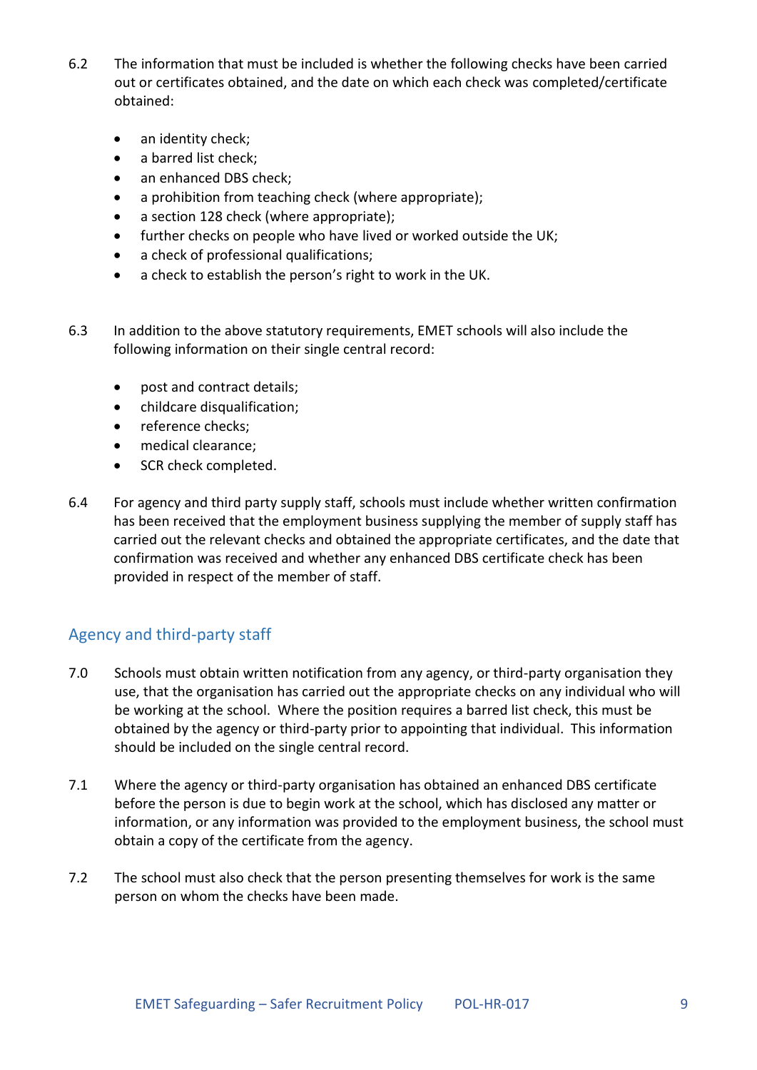6.2 The information that must be included is whether the following checks have been carried out or certificates obtained, and the date on which each check was completed/certificate obtained:

- an identity check;
- a barred list check;
- an enhanced DBS check;
- a prohibition from teaching check (where appropriate);
- a section 128 check (where appropriate);
- further checks on people who have lived or worked outside the UK;
- a check of professional qualifications;
- a check to establish the person's right to work in the UK.

6.3 In addition to the above statutory requirements, EMET schools will also include the following information on their single central record:

- post and contract details;
- childcare disqualification;
- reference checks;
- medical clearance;
- SCR check completed.

6.4 For agency and third party supply staff, schools must include whether written confirmation has been received that the employment business supplying the member of supply staff has carried out the relevant checks and obtained the appropriate certificates, and the date that confirmation was received and whether any enhanced DBS certificate check has been provided in respect of the member of staff.

## Agency and third-party staff

7.0 Schools must obtain written notification from any agency, or third-party organisation they use, that the organisation has carried out the appropriate checks on any individual who will be working at the school. Where the position requires a barred list check, this must be obtained by the agency or third-party prior to appointing that individual. This information should be included on the single central record.

7.1 Where the agency or third-party organisation has obtained an enhanced DBS certificate before the person is due to begin work at the school, which has disclosed any matter or information, or any information was provided to the employment business, the school must obtain a copy of the certificate from the agency.

7.2 The school must also check that the person presenting themselves for work is the same person on whom the checks have been made.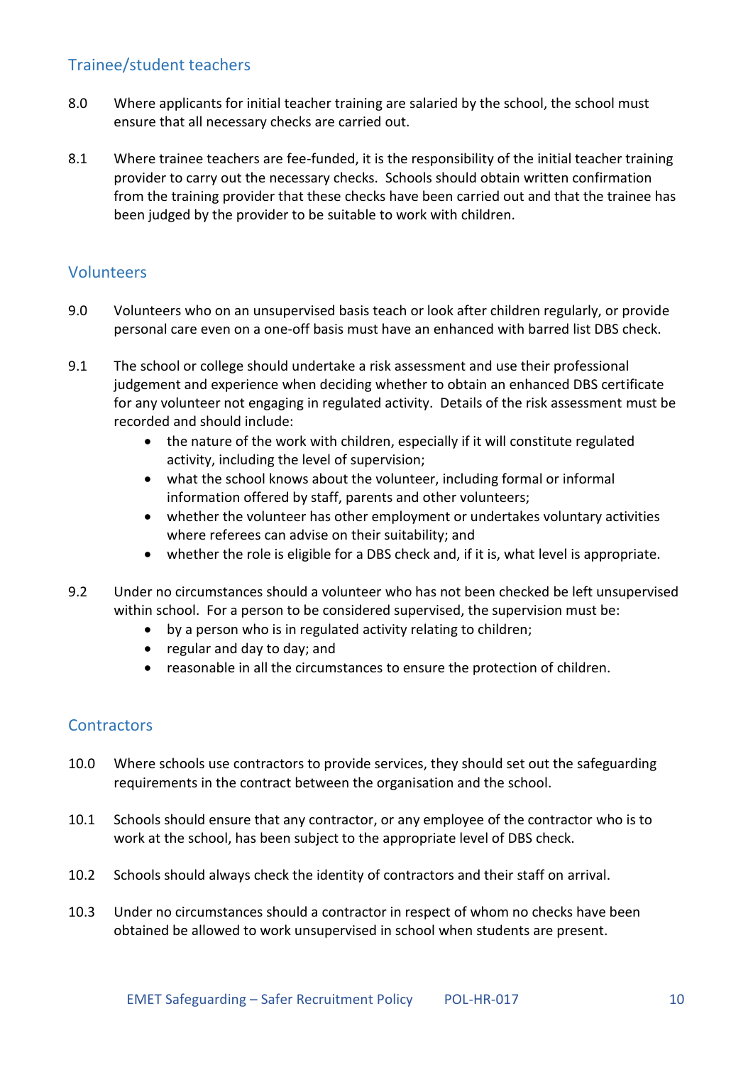## Trainee/student teachers

8.0 Where applicants for initial teacher training are salaried by the school, the school must ensure that all necessary checks are carried out.

8.1 Where trainee teachers are fee-funded, it is the responsibility of the initial teacher training provider to carry out the necessary checks. Schools should obtain written confirmation from the training provider that these checks have been carried out and that the trainee has been judged by the provider to be suitable to work with children.

## Volunteers

9.0 Volunteers who on an unsupervised basis teach or look after children regularly, or provide personal care even on a one-off basis must have an enhanced with barred list DBS check.

9.1 The school or college should undertake a risk assessment and use their professional judgement and experience when deciding whether to obtain an enhanced DBS certificate for any volunteer not engaging in regulated activity. Details of the risk assessment must be recorded and should include:

- the nature of the work with children, especially if it will constitute regulated activity, including the level of supervision;
- what the school knows about the volunteer, including formal or informal information offered by staff, parents and other volunteers;
- whether the volunteer has other employment or undertakes voluntary activities where referees can advise on their suitability; and
- whether the role is eligible for a DBS check and, if it is, what level is appropriate.

9.2 Under no circumstances should a volunteer who has not been checked be left unsupervised within school. For a person to be considered supervised, the supervision must be:

- by a person who is in regulated activity relating to children;
- regular and day to day; and
- reasonable in all the circumstances to ensure the protection of children.

## Contractors

10.0 Where schools use contractors to provide services, they should set out the safeguarding requirements in the contract between the organisation and the school.

10.1 Schools should ensure that any contractor, or any employee of the contractor who is to work at the school, has been subject to the appropriate level of DBS check.

10.2 Schools should always check the identity of contractors and their staff on arrival.

10.3 Under no circumstances should a contractor in respect of whom no checks have been obtained be allowed to work unsupervised in school when students are present.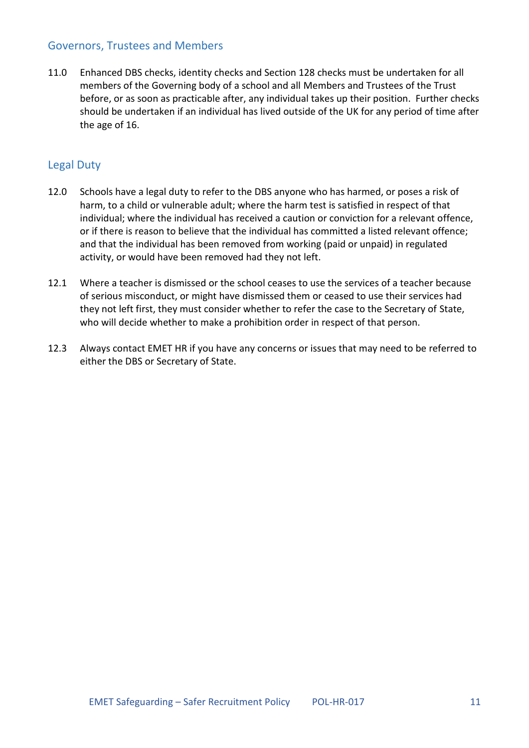## Governors, Trustees and Members

11.0 Enhanced DBS checks, identity checks and Section 128 checks must be undertaken for all members of the Governing body of a school and all Members and Trustees of the Trust before, or as soon as practicable after, any individual takes up their position. Further checks should be undertaken if an individual has lived outside of the UK for any period of time after the age of 16.

## Legal Duty

12.0 Schools have a legal duty to refer to the DBS anyone who has harmed, or poses a risk of harm, to a child or vulnerable adult; where the harm test is satisfied in respect of that individual; where the individual has received a caution or conviction for a relevant offence, or if there is reason to believe that the individual has committed a listed relevant offence; and that the individual has been removed from working (paid or unpaid) in regulated activity, or would have been removed had they not left.

12.1 Where a teacher is dismissed or the school ceases to use the services of a teacher because of serious misconduct, or might have dismissed them or ceased to use their services had they not left first, they must consider whether to refer the case to the Secretary of State, who will decide whether to make a prohibition order in respect of that person.

12.3 Always contact EMET HR if you have any concerns or issues that may need to be referred to either the DBS or Secretary of State.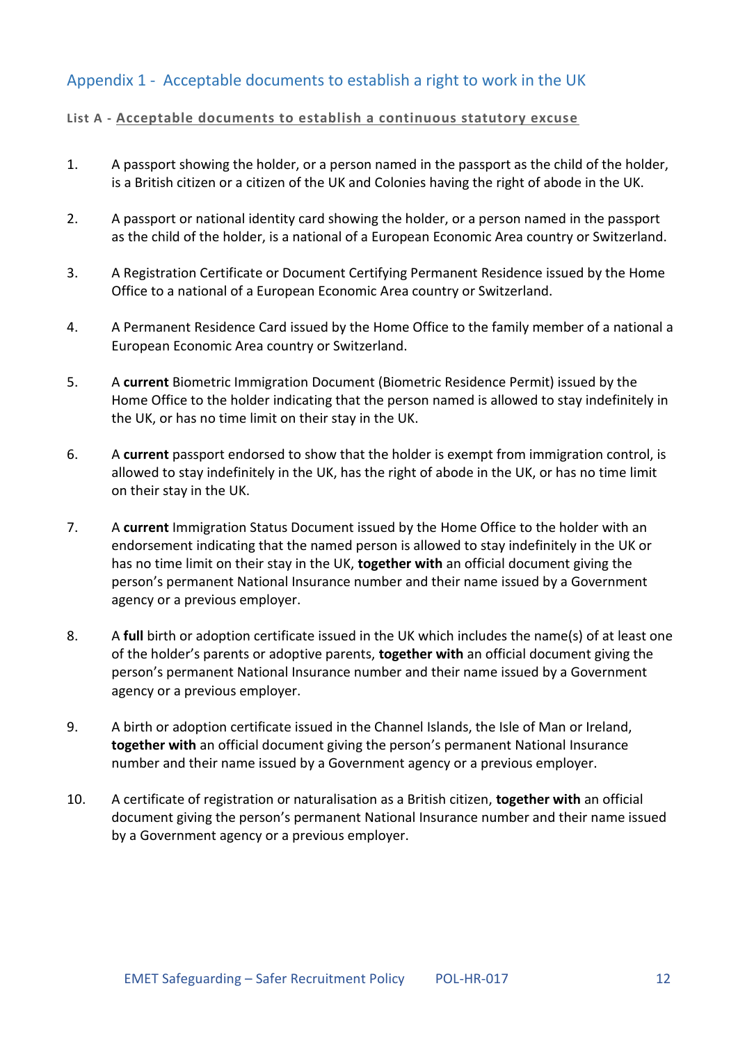## Appendix 1 - Acceptable documents to establish a right to work in the UK

### List A - Acceptable documents to establish a continuous statutory excuse

1. A passport showing the holder, or a person named in the passport as the child of the holder, is a British citizen or a citizen of the UK and Colonies having the right of abode in the UK.

2. A passport or national identity card showing the holder, or a person named in the passport as the child of the holder, is a national of a European Economic Area country or Switzerland.

3. A Registration Certificate or Document Certifying Permanent Residence issued by the Home Office to a national of a European Economic Area country or Switzerland.

4. A Permanent Residence Card issued by the Home Office to the family member of a national a European Economic Area country or Switzerland.

5. A **current** Biometric Immigration Document (Biometric Residence Permit) issued by the Home Office to the holder indicating that the person named is allowed to stay indefinitely in the UK, or has no time limit on their stay in the UK.

6. A **current** passport endorsed to show that the holder is exempt from immigration control, is allowed to stay indefinitely in the UK, has the right of abode in the UK, or has no time limit on their stay in the UK.

7. A **current** Immigration Status Document issued by the Home Office to the holder with an endorsement indicating that the named person is allowed to stay indefinitely in the UK or has no time limit on their stay in the UK, **together with** an official document giving the person's permanent National Insurance number and their name issued by a Government agency or a previous employer.

8. A **full** birth or adoption certificate issued in the UK which includes the name(s) of at least one of the holder's parents or adoptive parents, **together with** an official document giving the person's permanent National Insurance number and their name issued by a Government agency or a previous employer.

9. A birth or adoption certificate issued in the Channel Islands, the Isle of Man or Ireland, **together with** an official document giving the person's permanent National Insurance number and their name issued by a Government agency or a previous employer.

10. A certificate of registration or naturalisation as a British citizen, **together with** an official document giving the person's permanent National Insurance number and their name issued by a Government agency or a previous employer.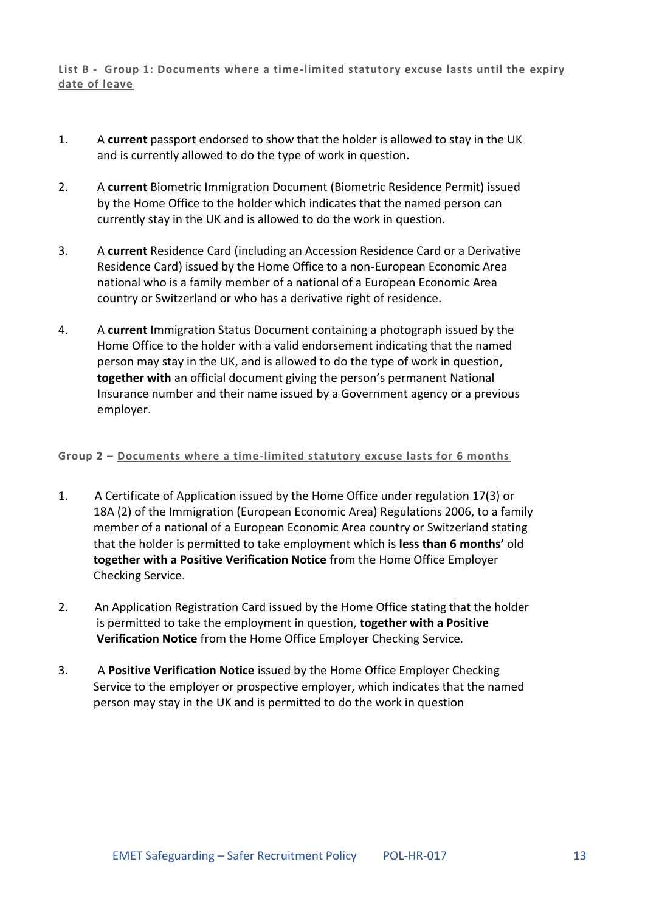**List B - Group 1: Documents where a time-limited statutory excuse lasts until the expiry date of leave**

1. A **current** passport endorsed to show that the holder is allowed to stay in the UK and is currently allowed to do the type of work in question.
2. A **current** Biometric Immigration Document (Biometric Residence Permit) issued by the Home Office to the holder which indicates that the named person can currently stay in the UK and is allowed to do the work in question.
3. A **current** Residence Card (including an Accession Residence Card or a Derivative Residence Card) issued by the Home Office to a non-European Economic Area national who is a family member of a national of a European Economic Area country or Switzerland or who has a derivative right of residence.
4. A **current** Immigration Status Document containing a photograph issued by the Home Office to the holder with a valid endorsement indicating that the named person may stay in the UK, and is allowed to do the type of work in question, **together with** an official document giving the person's permanent National Insurance number and their name issued by a Government agency or a previous employer.

**Group 2 – Documents where a time-limited statutory excuse lasts for 6 months**

1. A Certificate of Application issued by the Home Office under regulation 17(3) or 18A (2) of the Immigration (European Economic Area) Regulations 2006, to a family member of a national of a European Economic Area country or Switzerland stating that the holder is permitted to take employment which is **less than 6 months'** old **together with a Positive Verification Notice** from the Home Office Employer Checking Service.
2. An Application Registration Card issued by the Home Office stating that the holder is permitted to take the employment in question, **together with a Positive Verification Notice** from the Home Office Employer Checking Service.
3. A **Positive Verification Notice** issued by the Home Office Employer Checking Service to the employer or prospective employer, which indicates that the named person may stay in the UK and is permitted to do the work in question